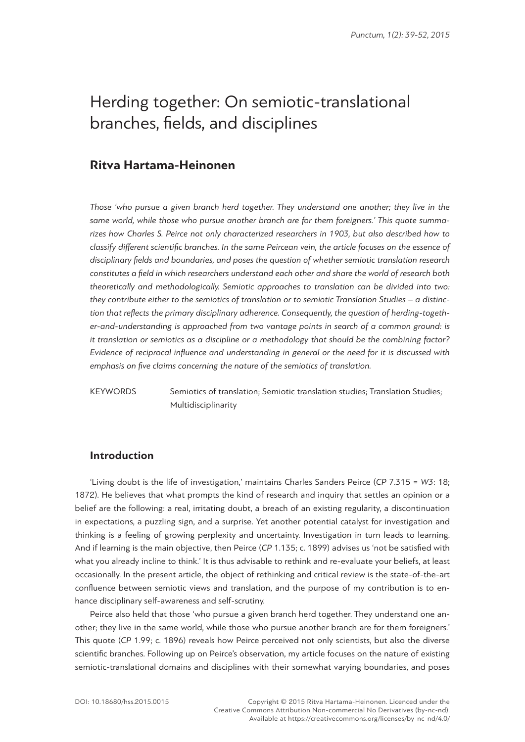# Herding together: On semiotic-translational branches, fields, and disciplines

## Ritva Hartama-Heinonen

*Those 'who pursue a given branch herd together. They understand one another; they live in the same world, while those who pursue another branch are for them foreigners.' This quote summarizes how Charles S. Peirce not only characterized researchers in 1903, but also described how to classify different scientific branches. In the same Peircean vein, the article focuses on the essence of disciplinary fields and boundaries, and poses the question of whether semiotic translation research constitutes a field in which researchers understand each other and share the world of research both theoretically and methodologically. Semiotic approaches to translation can be divided into two: they contribute either to the semiotics of translation or to semiotic Translation Studies – a distinction that reflects the primary disciplinary adherence. Consequently, the question of herding-together-and-understanding is approached from two vantage points in search of a common ground: is it translation or semiotics as a discipline or a methodology that should be the combining factor? Evidence of reciprocal influence and understanding in general or the need for it is discussed with emphasis on five claims concerning the nature of the semiotics of translation.*

KEYWORDS Semiotics of translation; Semiotic translation studies; Translation Studies; Multidisciplinarity

### Introduction

'Living doubt is the life of investigation,' maintains Charles Sanders Peirce (*CP* 7.315 = *W3*: 18; 1872). He believes that what prompts the kind of research and inquiry that settles an opinion or a belief are the following: a real, irritating doubt, a breach of an existing regularity, a discontinuation in expectations, a puzzling sign, and a surprise. Yet another potential catalyst for investigation and thinking is a feeling of growing perplexity and uncertainty. Investigation in turn leads to learning. And if learning is the main objective, then Peirce (*CP* 1.135; c. 1899) advises us 'not be satisfied with what you already incline to think.' It is thus advisable to rethink and re-evaluate your beliefs, at least occasionally. In the present article, the object of rethinking and critical review is the state-of-the-art confluence between semiotic views and translation, and the purpose of my contribution is to enhance disciplinary self-awareness and self-scrutiny.

Peirce also held that those 'who pursue a given branch herd together. They understand one another; they live in the same world, while those who pursue another branch are for them foreigners.' This quote (*CP* 1.99; c. 1896) reveals how Peirce perceived not only scientists, but also the diverse scientific branches. Following up on Peirce's observation, my article focuses on the nature of existing semiotic-translational domains and disciplines with their somewhat varying boundaries, and poses

DOI: 10.18680/hss.2015.0015

Copyright © 2015 Ritva Hartama-Heinonen. Licenced under the Creative Commons Attribution Non-commercial No Derivatives (by-nc-nd). Available at https://creativecommons.org/licenses/by-nc-nd/4.0/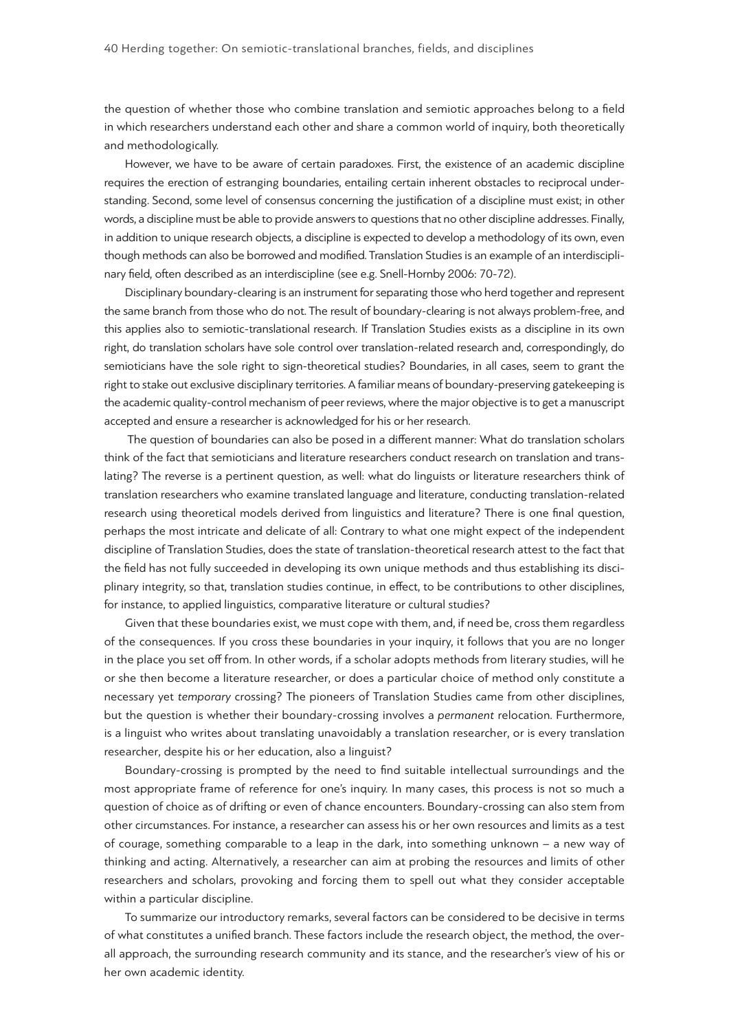the question of whether those who combine translation and semiotic approaches belong to a field in which researchers understand each other and share a common world of inquiry, both theoretically and methodologically.

However, we have to be aware of certain paradoxes. First, the existence of an academic discipline requires the erection of estranging boundaries, entailing certain inherent obstacles to reciprocal understanding. Second, some level of consensus concerning the justification of a discipline must exist; in other words, a discipline must be able to provide answers to questions that no other discipline addresses. Finally, in addition to unique research objects, a discipline is expected to develop a methodology of its own, even though methods can also be borrowed and modified. Translation Studies is an example of an interdisciplinary field, often described as an interdiscipline (see e.g. Snell-Hornby 2006: 70-72).

Disciplinary boundary-clearing is an instrument for separating those who herd together and represent the same branch from those who do not. The result of boundary-clearing is not always problem-free, and this applies also to semiotic-translational research. If Translation Studies exists as a discipline in its own right, do translation scholars have sole control over translation-related research and, correspondingly, do semioticians have the sole right to sign-theoretical studies? Boundaries, in all cases, seem to grant the right to stake out exclusive disciplinary territories. A familiar means of boundary-preserving gatekeeping is the academic quality-control mechanism of peer reviews, where the major objective is to get a manuscript accepted and ensure a researcher is acknowledged for his or her research.

The question of boundaries can also be posed in a different manner: What do translation scholars think of the fact that semioticians and literature researchers conduct research on translation and translating? The reverse is a pertinent question, as well: what do linguists or literature researchers think of translation researchers who examine translated language and literature, conducting translation-related research using theoretical models derived from linguistics and literature? There is one final question, perhaps the most intricate and delicate of all: Contrary to what one might expect of the independent discipline of Translation Studies, does the state of translation-theoretical research attest to the fact that the field has not fully succeeded in developing its own unique methods and thus establishing its disciplinary integrity, so that, translation studies continue, in effect, to be contributions to other disciplines, for instance, to applied linguistics, comparative literature or cultural studies?

Given that these boundaries exist, we must cope with them, and, if need be, cross them regardless of the consequences. If you cross these boundaries in your inquiry, it follows that you are no longer in the place you set off from. In other words, if a scholar adopts methods from literary studies, will he or she then become a literature researcher, or does a particular choice of method only constitute a necessary yet *temporary* crossing? The pioneers of Translation Studies came from other disciplines, but the question is whether their boundary-crossing involves a *permanent* relocation. Furthermore, is a linguist who writes about translating unavoidably a translation researcher, or is every translation researcher, despite his or her education, also a linguist?

Boundary-crossing is prompted by the need to find suitable intellectual surroundings and the most appropriate frame of reference for one's inquiry. In many cases, this process is not so much a question of choice as of drifting or even of chance encounters. Boundary-crossing can also stem from other circumstances. For instance, a researcher can assess his or her own resources and limits as a test of courage, something comparable to a leap in the dark, into something unknown – a new way of thinking and acting. Alternatively, a researcher can aim at probing the resources and limits of other researchers and scholars, provoking and forcing them to spell out what they consider acceptable within a particular discipline.

To summarize our introductory remarks, several factors can be considered to be decisive in terms of what constitutes a unified branch. These factors include the research object, the method, the overall approach, the surrounding research community and its stance, and the researcher's view of his or her own academic identity.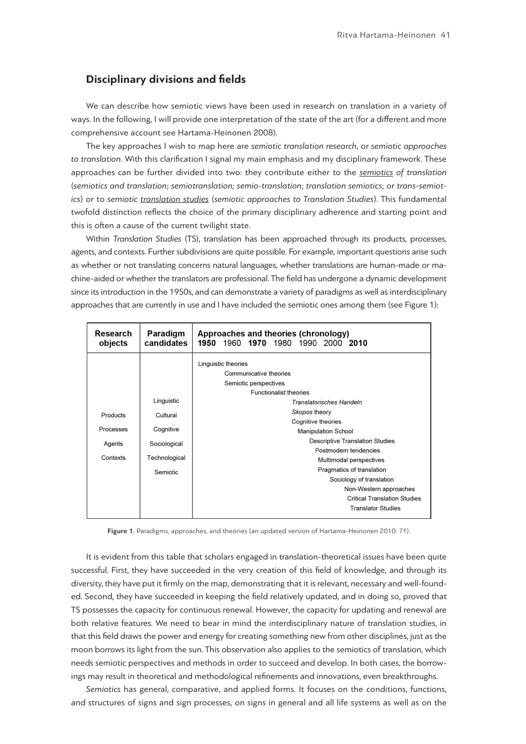## Disciplinary divisions and fields

We can describe how semiotic views have been used in research on translation in a variety of ways. In the following, I will provide one interpretation of the state of the art (for a different and more comprehensive account see Hartama-Heinonen 2008).

The key approaches I wish to map here are *semiotic translation research*, or *semiotic approaches to translation*. With this clarification I signal my main emphasis and my disciplinary framework. These approaches can be further divided into two: they contribute either to the <u>*semiotics*</u> *of translation* (*semiotics and translation*; *semiotranslation; semio-translation*; *translation semiotics*; or *trans-semiotics*) or to *semiotic* <u>*translation studies*</u> (*semiotic approaches to Translation Studies*). This fundamental twofold distinction reflects the choice of the primary disciplinary adherence and starting point and this is often a cause of the current twilight state.

Within *Translation Studies* (TS), translation has been approached through its products, processes, agents, and contexts. Further subdivisions are quite possible. For example, important questions arise such as whether or not translating concerns natural languages, whether translations are human-made or machine-aided or whether the translators are professional. The field has undergone a dynamic development since its introduction in the 1950s, and can demonstrate a variety of paradigms as well as interdisciplinary approaches that are currently in use and I have included the semiotic ones among them (see Figure 1):

| Research objects | Paradigm candidates | Approaches and theories (chronology) **1950** 1960 **1970** 1980 1990 2000 **2010** |
|---|---|---|
| Products<br>Processes<br>Agents<br>Contexts | Linguistic<br>Cultural<br>Cognitive<br>Sociological<br>Technological<br>Semiotic | Linguistic theories<br>Communicative theories<br>Semiotic perspectives<br>Functionalist theories<br>*Translatorisches Handeln*<br>*Skopos* theory<br>Cognitive theories<br>Manipulation School<br>Descriptive Translation Studies<br>Postmodern tendencies<br>Multimodal perspectives<br>Pragmatics of translation<br>Sociology of translation<br>Non-Western approaches<br>Critical Translation Studies<br>Translator Studies |

**Figure 1.** Paradigms, approaches, and theories (an updated version of Hartama-Heinonen 2010: 71).

It is evident from this table that scholars engaged in translation-theoretical issues have been quite successful. First, they have succeeded in the very creation of this field of knowledge, and through its diversity, they have put it firmly on the map, demonstrating that it is relevant, necessary and well-founded. Second, they have succeeded in keeping the field relatively updated, and in doing so, proved that TS possesses the capacity for continuous renewal. However, the capacity for updating and renewal are both relative features. We need to bear in mind the interdisciplinary nature of translation studies, in that this field draws the power and energy for creating something new from other disciplines, just as the moon borrows its light from the sun. This observation also applies to the semiotics of translation, which needs semiotic perspectives and methods in order to succeed and develop. In both cases, the borrowings may result in theoretical and methodological refinements and innovations, even breakthroughs.

*Semiotics* has general, comparative, and applied forms. It focuses on the conditions, functions, and structures of signs and sign processes, on signs in general and all life systems as well as on the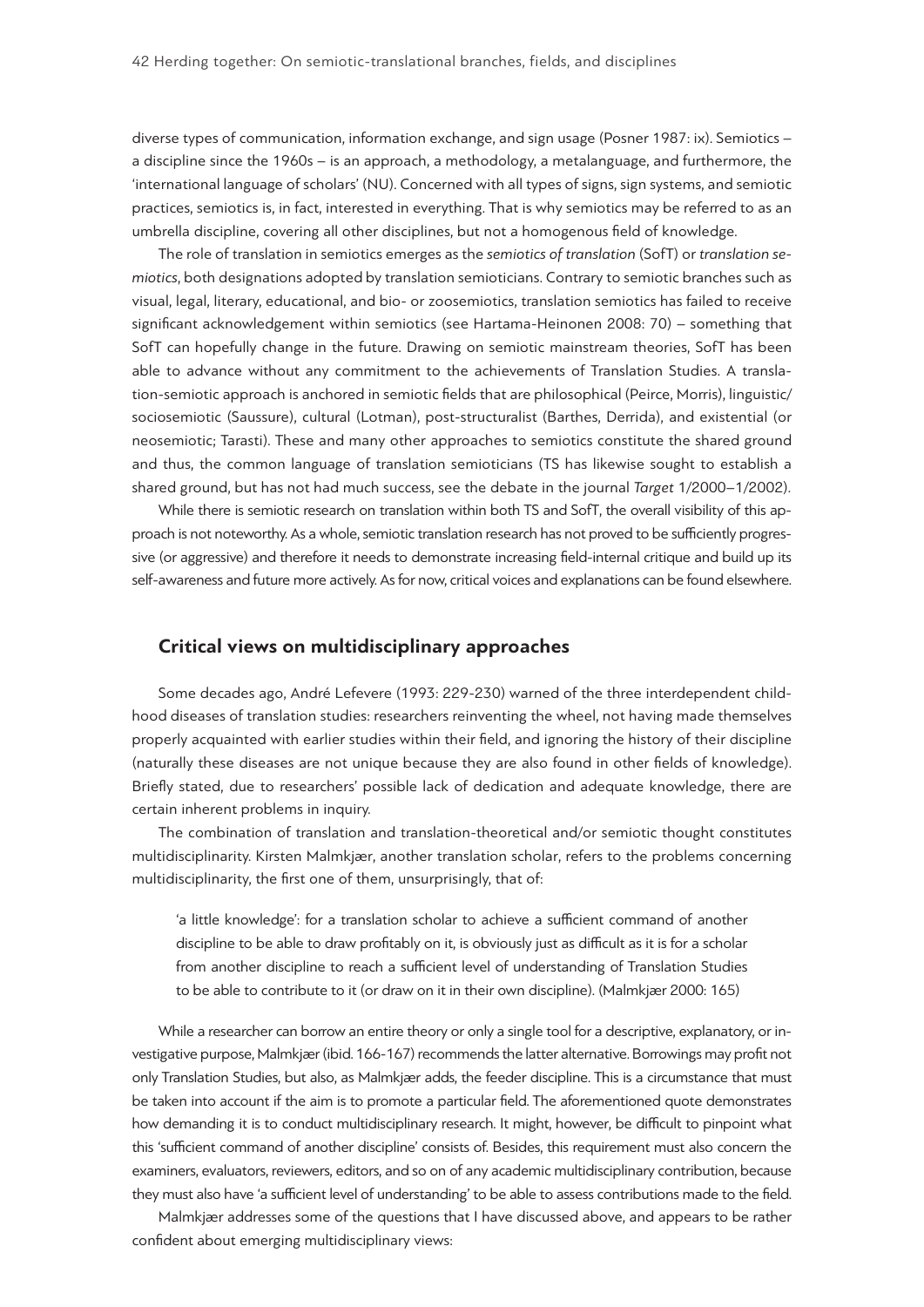diverse types of communication, information exchange, and sign usage (Posner 1987: ix). Semiotics – a discipline since the 1960s – is an approach, a methodology, a metalanguage, and furthermore, the 'international language of scholars' (NU). Concerned with all types of signs, sign systems, and semiotic practices, semiotics is, in fact, interested in everything. That is why semiotics may be referred to as an umbrella discipline, covering all other disciplines, but not a homogenous field of knowledge.

The role of translation in semiotics emerges as the *semiotics of translation* (SofT) or *translation semiotics*, both designations adopted by translation semioticians. Contrary to semiotic branches such as visual, legal, literary, educational, and bio- or zoosemiotics, translation semiotics has failed to receive significant acknowledgement within semiotics (see Hartama-Heinonen 2008: 70) – something that SofT can hopefully change in the future. Drawing on semiotic mainstream theories, SofT has been able to advance without any commitment to the achievements of Translation Studies. A translation-semiotic approach is anchored in semiotic fields that are philosophical (Peirce, Morris), linguistic/ sociosemiotic (Saussure), cultural (Lotman), post-structuralist (Barthes, Derrida), and existential (or neosemiotic; Tarasti). These and many other approaches to semiotics constitute the shared ground and thus, the common language of translation semioticians (TS has likewise sought to establish a shared ground, but has not had much success, see the debate in the journal *Target* 1/2000–1/2002).

While there is semiotic research on translation within both TS and SofT, the overall visibility of this approach is not noteworthy. As a whole, semiotic translation research has not proved to be sufficiently progressive (or aggressive) and therefore it needs to demonstrate increasing field-internal critique and build up its self-awareness and future more actively. As for now, critical voices and explanations can be found elsewhere.

## Critical views on multidisciplinary approaches

Some decades ago, André Lefevere (1993: 229-230) warned of the three interdependent childhood diseases of translation studies: researchers reinventing the wheel, not having made themselves properly acquainted with earlier studies within their field, and ignoring the history of their discipline (naturally these diseases are not unique because they are also found in other fields of knowledge). Briefly stated, due to researchers' possible lack of dedication and adequate knowledge, there are certain inherent problems in inquiry.

The combination of translation and translation-theoretical and/or semiotic thought constitutes multidisciplinarity. Kirsten Malmkjær, another translation scholar, refers to the problems concerning multidisciplinarity, the first one of them, unsurprisingly, that of:

> 'a little knowledge': for a translation scholar to achieve a sufficient command of another discipline to be able to draw profitably on it, is obviously just as difficult as it is for a scholar from another discipline to reach a sufficient level of understanding of Translation Studies to be able to contribute to it (or draw on it in their own discipline). (Malmkjær 2000: 165)

While a researcher can borrow an entire theory or only a single tool for a descriptive, explanatory, or investigative purpose, Malmkjær (ibid. 166-167) recommends the latter alternative. Borrowings may profit not only Translation Studies, but also, as Malmkjær adds, the feeder discipline. This is a circumstance that must be taken into account if the aim is to promote a particular field. The aforementioned quote demonstrates how demanding it is to conduct multidisciplinary research. It might, however, be difficult to pinpoint what this 'sufficient command of another discipline' consists of. Besides, this requirement must also concern the examiners, evaluators, reviewers, editors, and so on of any academic multidisciplinary contribution, because they must also have 'a sufficient level of understanding' to be able to assess contributions made to the field.

Malmkjær addresses some of the questions that I have discussed above, and appears to be rather confident about emerging multidisciplinary views: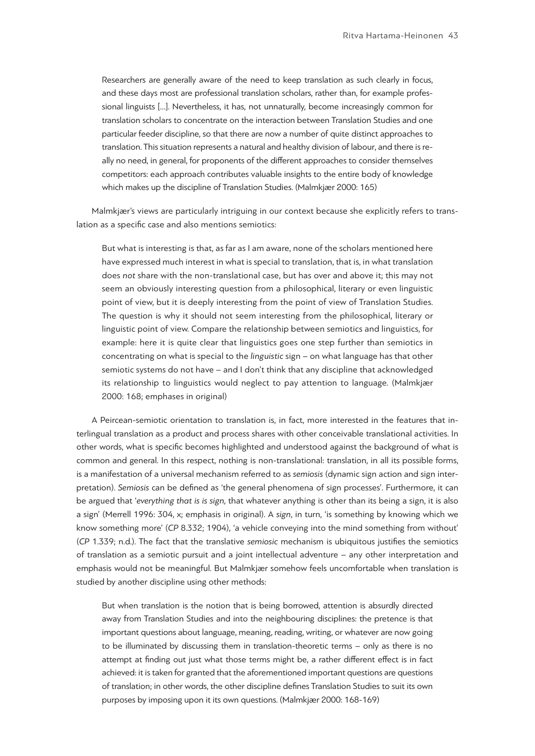> Researchers are generally aware of the need to keep translation as such clearly in focus, and these days most are professional translation scholars, rather than, for example professional linguists [...]. Nevertheless, it has, not unnaturally, become increasingly common for translation scholars to concentrate on the interaction between Translation Studies and one particular feeder discipline, so that there are now a number of quite distinct approaches to translation. This situation represents a natural and healthy division of labour, and there is really no need, in general, for proponents of the different approaches to consider themselves competitors: each approach contributes valuable insights to the entire body of knowledge which makes up the discipline of Translation Studies. (Malmkjær 2000: 165)

Malmkjær's views are particularly intriguing in our context because she explicitly refers to translation as a specific case and also mentions semiotics:

> But what is interesting is that, as far as I am aware, none of the scholars mentioned here have expressed much interest in what is special to translation, that is, in what translation does *not* share with the non-translational case, but has over and above it; this may not seem an obviously interesting question from a philosophical, literary or even linguistic point of view, but it is deeply interesting from the point of view of Translation Studies. The question is why it should not seem interesting from the philosophical, literary or linguistic point of view. Compare the relationship between semiotics and linguistics, for example: here it is quite clear that linguistics goes one step further than semiotics in concentrating on what is special to the *linguistic* sign – on what language has that other semiotic systems do not have – and I don't think that any discipline that acknowledged its relationship to linguistics would neglect to pay attention to language. (Malmkjær 2000: 168; emphases in original)

A Peircean-semiotic orientation to translation is, in fact, more interested in the features that interlingual translation as a product and process shares with other conceivable translational activities. In other words, what is specific becomes highlighted and understood against the background of what is common and general. In this respect, nothing is non-translational: translation, in all its possible forms, is a manifestation of a universal mechanism referred to as *semiosis* (dynamic sign action and sign interpretation). *Semiosis* can be defined as 'the general phenomena of sign processes'. Furthermore, it can be argued that '*everything that is is sign,* that whatever anything is other than its being a sign, it is also a sign' (Merrell 1996: 304, x; emphasis in original). A *sign*, in turn, 'is something by knowing which we know something more' (*CP* 8.332; 1904), 'a vehicle conveying into the mind something from without' (*CP* 1.339; n.d.). The fact that the translative *semiosic* mechanism is ubiquitous justifies the semiotics of translation as a semiotic pursuit and a joint intellectual adventure – any other interpretation and emphasis would not be meaningful. But Malmkjær somehow feels uncomfortable when translation is studied by another discipline using other methods:

> But when translation is the notion that is being borrowed, attention is absurdly directed away from Translation Studies and into the neighbouring disciplines: the pretence is that important questions about language, meaning, reading, writing, or whatever are now going to be illuminated by discussing them in translation-theoretic terms – only as there is no attempt at finding out just what those terms might be, a rather different effect is in fact achieved: it is taken for granted that the aforementioned important questions are questions of translation; in other words, the other discipline defines Translation Studies to suit its own purposes by imposing upon it its own questions. (Malmkjær 2000: 168-169)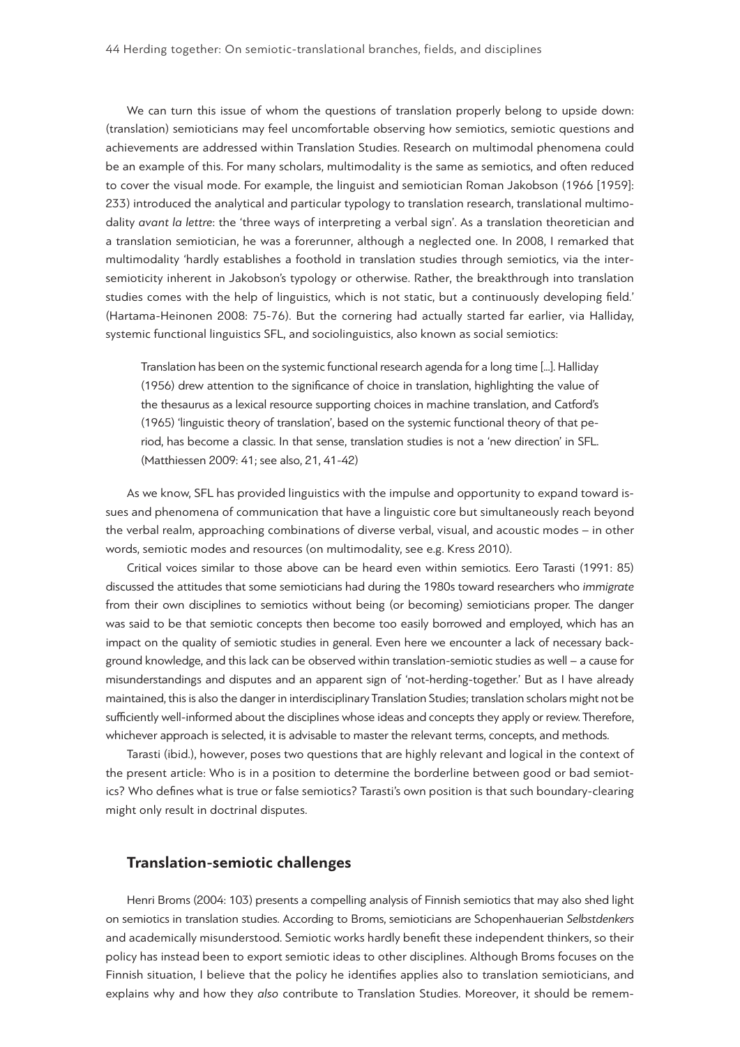We can turn this issue of whom the questions of translation properly belong to upside down: (translation) semioticians may feel uncomfortable observing how semiotics, semiotic questions and achievements are addressed within Translation Studies. Research on multimodal phenomena could be an example of this. For many scholars, multimodality is the same as semiotics, and often reduced to cover the visual mode. For example, the linguist and semiotician Roman Jakobson (1966 [1959]: 233) introduced the analytical and particular typology to translation research, translational multimodality *avant la lettre*: the 'three ways of interpreting a verbal sign'. As a translation theoretician and a translation semiotician, he was a forerunner, although a neglected one. In 2008, I remarked that multimodality 'hardly establishes a foothold in translation studies through semiotics, via the intersemioticity inherent in Jakobson's typology or otherwise. Rather, the breakthrough into translation studies comes with the help of linguistics, which is not static, but a continuously developing field.' (Hartama-Heinonen 2008: 75-76). But the cornering had actually started far earlier, via Halliday, systemic functional linguistics SFL, and sociolinguistics, also known as social semiotics:

> Translation has been on the systemic functional research agenda for a long time [...]. Halliday (1956) drew attention to the significance of choice in translation, highlighting the value of the thesaurus as a lexical resource supporting choices in machine translation, and Catford's (1965) 'linguistic theory of translation', based on the systemic functional theory of that period, has become a classic. In that sense, translation studies is not a 'new direction' in SFL. (Matthiessen 2009: 41; see also, 21, 41-42)

As we know, SFL has provided linguistics with the impulse and opportunity to expand toward issues and phenomena of communication that have a linguistic core but simultaneously reach beyond the verbal realm, approaching combinations of diverse verbal, visual, and acoustic modes – in other words, semiotic modes and resources (on multimodality, see e.g. Kress 2010).

Critical voices similar to those above can be heard even within semiotics. Eero Tarasti (1991: 85) discussed the attitudes that some semioticians had during the 1980s toward researchers who *immigrate* from their own disciplines to semiotics without being (or becoming) semioticians proper. The danger was said to be that semiotic concepts then become too easily borrowed and employed, which has an impact on the quality of semiotic studies in general. Even here we encounter a lack of necessary background knowledge, and this lack can be observed within translation-semiotic studies as well – a cause for misunderstandings and disputes and an apparent sign of 'not-herding-together.' But as I have already maintained, this is also the danger in interdisciplinary Translation Studies; translation scholars might not be sufficiently well-informed about the disciplines whose ideas and concepts they apply or review. Therefore, whichever approach is selected, it is advisable to master the relevant terms, concepts, and methods.

Tarasti (ibid.), however, poses two questions that are highly relevant and logical in the context of the present article: Who is in a position to determine the borderline between good or bad semiotics? Who defines what is true or false semiotics? Tarasti's own position is that such boundary-clearing might only result in doctrinal disputes.

## Translation-semiotic challenges

Henri Broms (2004: 103) presents a compelling analysis of Finnish semiotics that may also shed light on semiotics in translation studies. According to Broms, semioticians are Schopenhauerian *Selbstdenkers* and academically misunderstood. Semiotic works hardly benefit these independent thinkers, so their policy has instead been to export semiotic ideas to other disciplines. Although Broms focuses on the Finnish situation, I believe that the policy he identifies applies also to translation semioticians, and explains why and how they *also* contribute to Translation Studies. Moreover, it should be remem-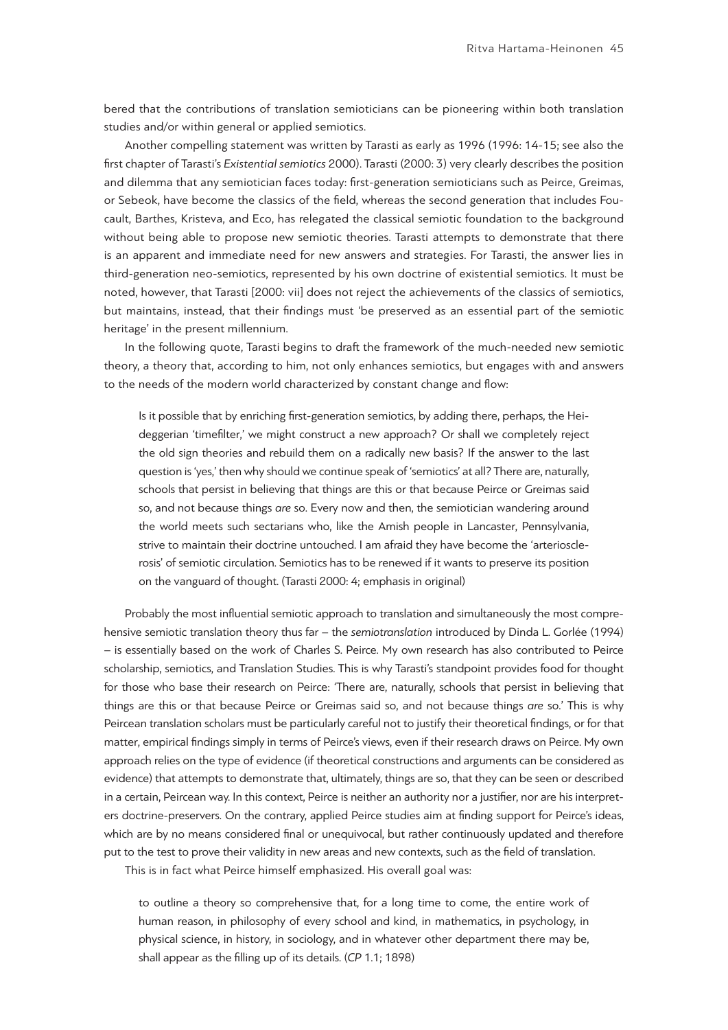bered that the contributions of translation semioticians can be pioneering within both translation studies and/or within general or applied semiotics.

Another compelling statement was written by Tarasti as early as 1996 (1996: 14-15; see also the first chapter of Tarasti's *Existential semiotics* 2000). Tarasti (2000: 3) very clearly describes the position and dilemma that any semiotician faces today: first-generation semioticians such as Peirce, Greimas, or Sebeok, have become the classics of the field, whereas the second generation that includes Foucault, Barthes, Kristeva, and Eco, has relegated the classical semiotic foundation to the background without being able to propose new semiotic theories. Tarasti attempts to demonstrate that there is an apparent and immediate need for new answers and strategies. For Tarasti, the answer lies in third-generation neo-semiotics, represented by his own doctrine of existential semiotics. It must be noted, however, that Tarasti [2000: vii] does not reject the achievements of the classics of semiotics, but maintains, instead, that their findings must 'be preserved as an essential part of the semiotic heritage' in the present millennium.

In the following quote, Tarasti begins to draft the framework of the much-needed new semiotic theory, a theory that, according to him, not only enhances semiotics, but engages with and answers to the needs of the modern world characterized by constant change and flow:

> Is it possible that by enriching first-generation semiotics, by adding there, perhaps, the Heideggerian 'timefilter,' we might construct a new approach? Or shall we completely reject the old sign theories and rebuild them on a radically new basis? If the answer to the last question is 'yes,' then why should we continue speak of 'semiotics' at all? There are, naturally, schools that persist in believing that things are this or that because Peirce or Greimas said so, and not because things *are* so. Every now and then, the semiotician wandering around the world meets such sectarians who, like the Amish people in Lancaster, Pennsylvania, strive to maintain their doctrine untouched. I am afraid they have become the 'arteriosclerosis' of semiotic circulation. Semiotics has to be renewed if it wants to preserve its position on the vanguard of thought. (Tarasti 2000: 4; emphasis in original)

Probably the most influential semiotic approach to translation and simultaneously the most comprehensive semiotic translation theory thus far – the *semiotranslation* introduced by Dinda L. Gorlée (1994) – is essentially based on the work of Charles S. Peirce. My own research has also contributed to Peirce scholarship, semiotics, and Translation Studies. This is why Tarasti's standpoint provides food for thought for those who base their research on Peirce: 'There are, naturally, schools that persist in believing that things are this or that because Peirce or Greimas said so, and not because things *are* so.' This is why Peircean translation scholars must be particularly careful not to justify their theoretical findings, or for that matter, empirical findings simply in terms of Peirce's views, even if their research draws on Peirce. My own approach relies on the type of evidence (if theoretical constructions and arguments can be considered as evidence) that attempts to demonstrate that, ultimately, things are so, that they can be seen or described in a certain, Peircean way. In this context, Peirce is neither an authority nor a justifier, nor are his interpreters doctrine-preservers. On the contrary, applied Peirce studies aim at finding support for Peirce's ideas, which are by no means considered final or unequivocal, but rather continuously updated and therefore put to the test to prove their validity in new areas and new contexts, such as the field of translation.

This is in fact what Peirce himself emphasized. His overall goal was:

> to outline a theory so comprehensive that, for a long time to come, the entire work of human reason, in philosophy of every school and kind, in mathematics, in psychology, in physical science, in history, in sociology, and in whatever other department there may be, shall appear as the filling up of its details. (*CP* 1.1; 1898)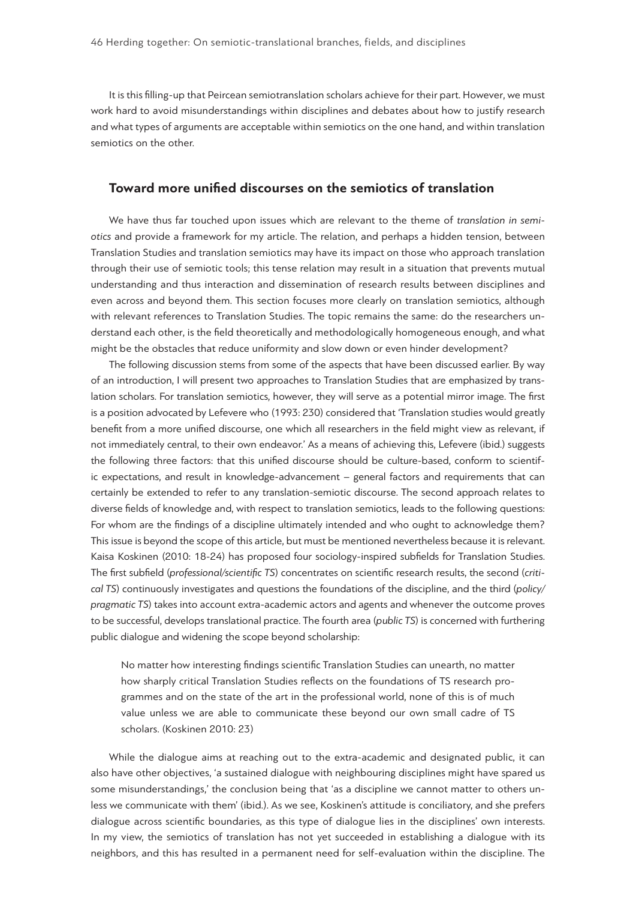It is this filling-up that Peircean semiotranslation scholars achieve for their part. However, we must work hard to avoid misunderstandings within disciplines and debates about how to justify research and what types of arguments are acceptable within semiotics on the one hand, and within translation semiotics on the other.

## Toward more unified discourses on the semiotics of translation

We have thus far touched upon issues which are relevant to the theme of *translation in semiotics* and provide a framework for my article. The relation, and perhaps a hidden tension, between Translation Studies and translation semiotics may have its impact on those who approach translation through their use of semiotic tools; this tense relation may result in a situation that prevents mutual understanding and thus interaction and dissemination of research results between disciplines and even across and beyond them. This section focuses more clearly on translation semiotics, although with relevant references to Translation Studies. The topic remains the same: do the researchers understand each other, is the field theoretically and methodologically homogeneous enough, and what might be the obstacles that reduce uniformity and slow down or even hinder development?

The following discussion stems from some of the aspects that have been discussed earlier. By way of an introduction, I will present two approaches to Translation Studies that are emphasized by translation scholars. For translation semiotics, however, they will serve as a potential mirror image. The first is a position advocated by Lefevere who (1993: 230) considered that 'Translation studies would greatly benefit from a more unified discourse, one which all researchers in the field might view as relevant, if not immediately central, to their own endeavor.' As a means of achieving this, Lefevere (ibid.) suggests the following three factors: that this unified discourse should be culture-based, conform to scientific expectations, and result in knowledge-advancement – general factors and requirements that can certainly be extended to refer to any translation-semiotic discourse. The second approach relates to diverse fields of knowledge and, with respect to translation semiotics, leads to the following questions: For whom are the findings of a discipline ultimately intended and who ought to acknowledge them? This issue is beyond the scope of this article, but must be mentioned nevertheless because it is relevant. Kaisa Koskinen (2010: 18-24) has proposed four sociology-inspired subfields for Translation Studies. The first subfield (*professional/scientific TS*) concentrates on scientific research results, the second (*critical TS*) continuously investigates and questions the foundations of the discipline, and the third (*policy/pragmatic TS*) takes into account extra-academic actors and agents and whenever the outcome proves to be successful, develops translational practice. The fourth area (*public TS*) is concerned with furthering public dialogue and widening the scope beyond scholarship:

> No matter how interesting findings scientific Translation Studies can unearth, no matter how sharply critical Translation Studies reflects on the foundations of TS research programmes and on the state of the art in the professional world, none of this is of much value unless we are able to communicate these beyond our own small cadre of TS scholars. (Koskinen 2010: 23)

While the dialogue aims at reaching out to the extra-academic and designated public, it can also have other objectives, 'a sustained dialogue with neighbouring disciplines might have spared us some misunderstandings,' the conclusion being that 'as a discipline we cannot matter to others unless we communicate with them' (ibid.). As we see, Koskinen's attitude is conciliatory, and she prefers dialogue across scientific boundaries, as this type of dialogue lies in the disciplines' own interests. In my view, the semiotics of translation has not yet succeeded in establishing a dialogue with its neighbors, and this has resulted in a permanent need for self-evaluation within the discipline. The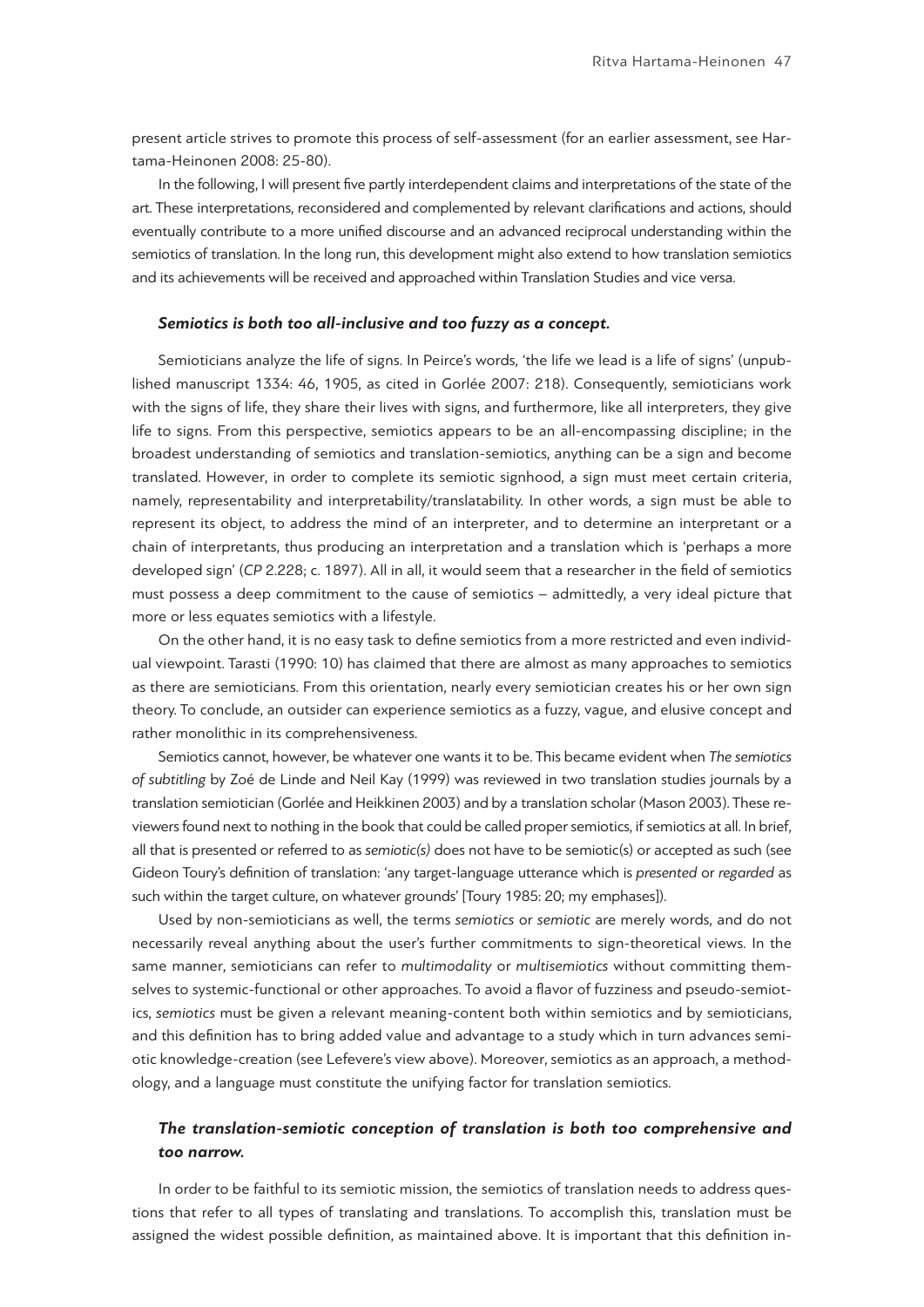present article strives to promote this process of self-assessment (for an earlier assessment, see Hartama-Heinonen 2008: 25-80).

In the following, I will present five partly interdependent claims and interpretations of the state of the art. These interpretations, reconsidered and complemented by relevant clarifications and actions, should eventually contribute to a more unified discourse and an advanced reciprocal understanding within the semiotics of translation. In the long run, this development might also extend to how translation semiotics and its achievements will be received and approached within Translation Studies and vice versa.

### *Semiotics is both too all-inclusive and too fuzzy as a concept.*

Semioticians analyze the life of signs. In Peirce's words, 'the life we lead is a life of signs' (unpublished manuscript 1334: 46, 1905, as cited in Gorlée 2007: 218). Consequently, semioticians work with the signs of life, they share their lives with signs, and furthermore, like all interpreters, they give life to signs. From this perspective, semiotics appears to be an all-encompassing discipline; in the broadest understanding of semiotics and translation-semiotics, anything can be a sign and become translated. However, in order to complete its semiotic signhood, a sign must meet certain criteria, namely, representability and interpretability/translatability. In other words, a sign must be able to represent its object, to address the mind of an interpreter, and to determine an interpretant or a chain of interpretants, thus producing an interpretation and a translation which is 'perhaps a more developed sign' (*CP* 2.228; c. 1897). All in all, it would seem that a researcher in the field of semiotics must possess a deep commitment to the cause of semiotics – admittedly, a very ideal picture that more or less equates semiotics with a lifestyle.

On the other hand, it is no easy task to define semiotics from a more restricted and even individual viewpoint. Tarasti (1990: 10) has claimed that there are almost as many approaches to semiotics as there are semioticians. From this orientation, nearly every semiotician creates his or her own sign theory. To conclude, an outsider can experience semiotics as a fuzzy, vague, and elusive concept and rather monolithic in its comprehensiveness.

Semiotics cannot, however, be whatever one wants it to be. This became evident when *The semiotics of subtitling* by Zoé de Linde and Neil Kay (1999) was reviewed in two translation studies journals by a translation semiotician (Gorlée and Heikkinen 2003) and by a translation scholar (Mason 2003). These reviewers found next to nothing in the book that could be called proper semiotics, if semiotics at all. In brief, all that is presented or referred to as *semiotic(s)* does not have to be semiotic(s) or accepted as such (see Gideon Toury's definition of translation: 'any target-language utterance which is *presented* or *regarded* as such within the target culture, on whatever grounds' [Toury 1985: 20; my emphases]).

Used by non-semioticians as well, the terms *semiotics* or *semiotic* are merely words, and do not necessarily reveal anything about the user's further commitments to sign-theoretical views. In the same manner, semioticians can refer to *multimodality* or *multisemiotics* without committing themselves to systemic-functional or other approaches. To avoid a flavor of fuzziness and pseudo-semiotics, *semiotics* must be given a relevant meaning-content both within semiotics and by semioticians, and this definition has to bring added value and advantage to a study which in turn advances semiotic knowledge-creation (see Lefevere's view above). Moreover, semiotics as an approach, a methodology, and a language must constitute the unifying factor for translation semiotics.

### *The translation-semiotic conception of translation is both too comprehensive and too narrow.*

In order to be faithful to its semiotic mission, the semiotics of translation needs to address questions that refer to all types of translating and translations. To accomplish this, translation must be assigned the widest possible definition, as maintained above. It is important that this definition in-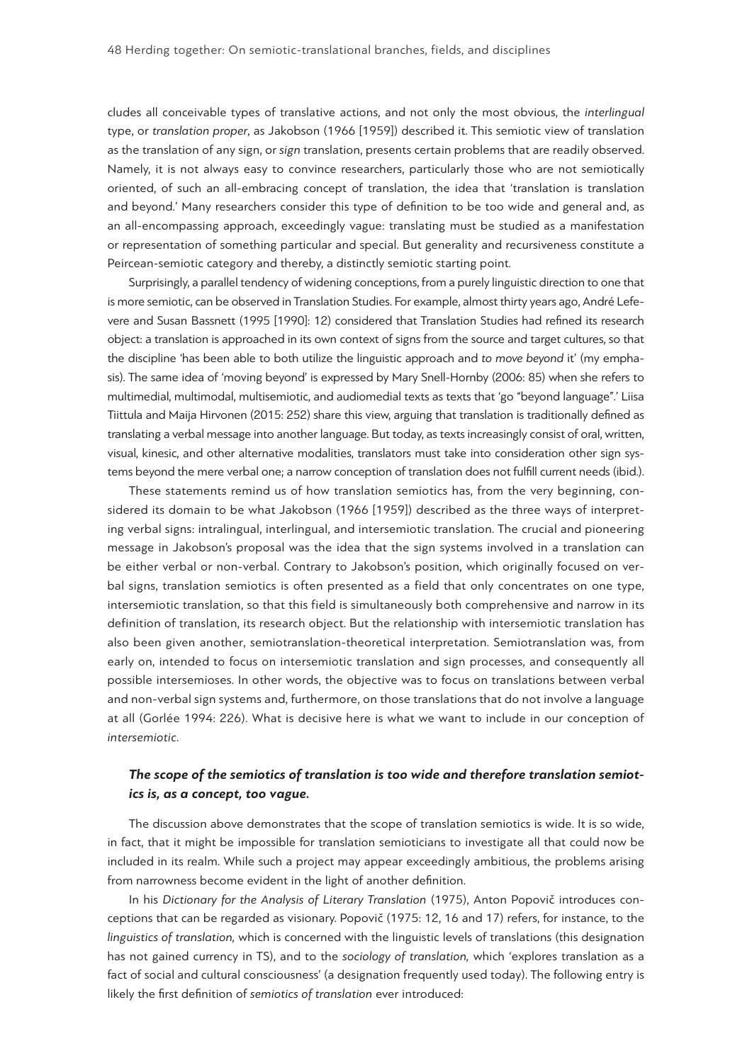cludes all conceivable types of translative actions, and not only the most obvious, the *interlingual* type, or *translation proper*, as Jakobson (1966 [1959]) described it. This semiotic view of translation as the translation of any sign, or *sign* translation, presents certain problems that are readily observed. Namely, it is not always easy to convince researchers, particularly those who are not semiotically oriented, of such an all-embracing concept of translation, the idea that 'translation is translation and beyond.' Many researchers consider this type of definition to be too wide and general and, as an all-encompassing approach, exceedingly vague: translating must be studied as a manifestation or representation of something particular and special. But generality and recursiveness constitute a Peircean-semiotic category and thereby, a distinctly semiotic starting point.

Surprisingly, a parallel tendency of widening conceptions, from a purely linguistic direction to one that is more semiotic, can be observed in Translation Studies. For example, almost thirty years ago, André Lefevere and Susan Bassnett (1995 [1990]: 12) considered that Translation Studies had refined its research object: a translation is approached in its own context of signs from the source and target cultures, so that the discipline 'has been able to both utilize the linguistic approach and *to move beyond* it' (my emphasis). The same idea of 'moving beyond' is expressed by Mary Snell-Hornby (2006: 85) when she refers to multimedial, multimodal, multisemiotic, and audiomedial texts as texts that 'go "beyond language".' Liisa Tiittula and Maija Hirvonen (2015: 252) share this view, arguing that translation is traditionally defined as translating a verbal message into another language. But today, as texts increasingly consist of oral, written, visual, kinesic, and other alternative modalities, translators must take into consideration other sign systems beyond the mere verbal one; a narrow conception of translation does not fulfill current needs (ibid.).

These statements remind us of how translation semiotics has, from the very beginning, considered its domain to be what Jakobson (1966 [1959]) described as the three ways of interpreting verbal signs: intralingual, interlingual, and intersemiotic translation. The crucial and pioneering message in Jakobson's proposal was the idea that the sign systems involved in a translation can be either verbal or non-verbal. Contrary to Jakobson's position, which originally focused on verbal signs, translation semiotics is often presented as a field that only concentrates on one type, intersemiotic translation, so that this field is simultaneously both comprehensive and narrow in its definition of translation, its research object. But the relationship with intersemiotic translation has also been given another, semiotranslation-theoretical interpretation. Semiotranslation was, from early on, intended to focus on intersemiotic translation and sign processes, and consequently all possible intersemioses. In other words, the objective was to focus on translations between verbal and non-verbal sign systems and, furthermore, on those translations that do not involve a language at all (Gorlée 1994: 226). What is decisive here is what we want to include in our conception of *intersemiotic*.

### *The scope of the semiotics of translation is too wide and therefore translation semiotics is, as a concept, too vague.*

The discussion above demonstrates that the scope of translation semiotics is wide. It is so wide, in fact, that it might be impossible for translation semioticians to investigate all that could now be included in its realm. While such a project may appear exceedingly ambitious, the problems arising from narrowness become evident in the light of another definition.

In his *Dictionary for the Analysis of Literary Translation* (1975), Anton Popovič introduces conceptions that can be regarded as visionary. Popovič (1975: 12, 16 and 17) refers, for instance, to the *linguistics of translation,* which is concerned with the linguistic levels of translations (this designation has not gained currency in TS), and to the *sociology of translation,* which 'explores translation as a fact of social and cultural consciousness' (a designation frequently used today). The following entry is likely the first definition of *semiotics of translation* ever introduced: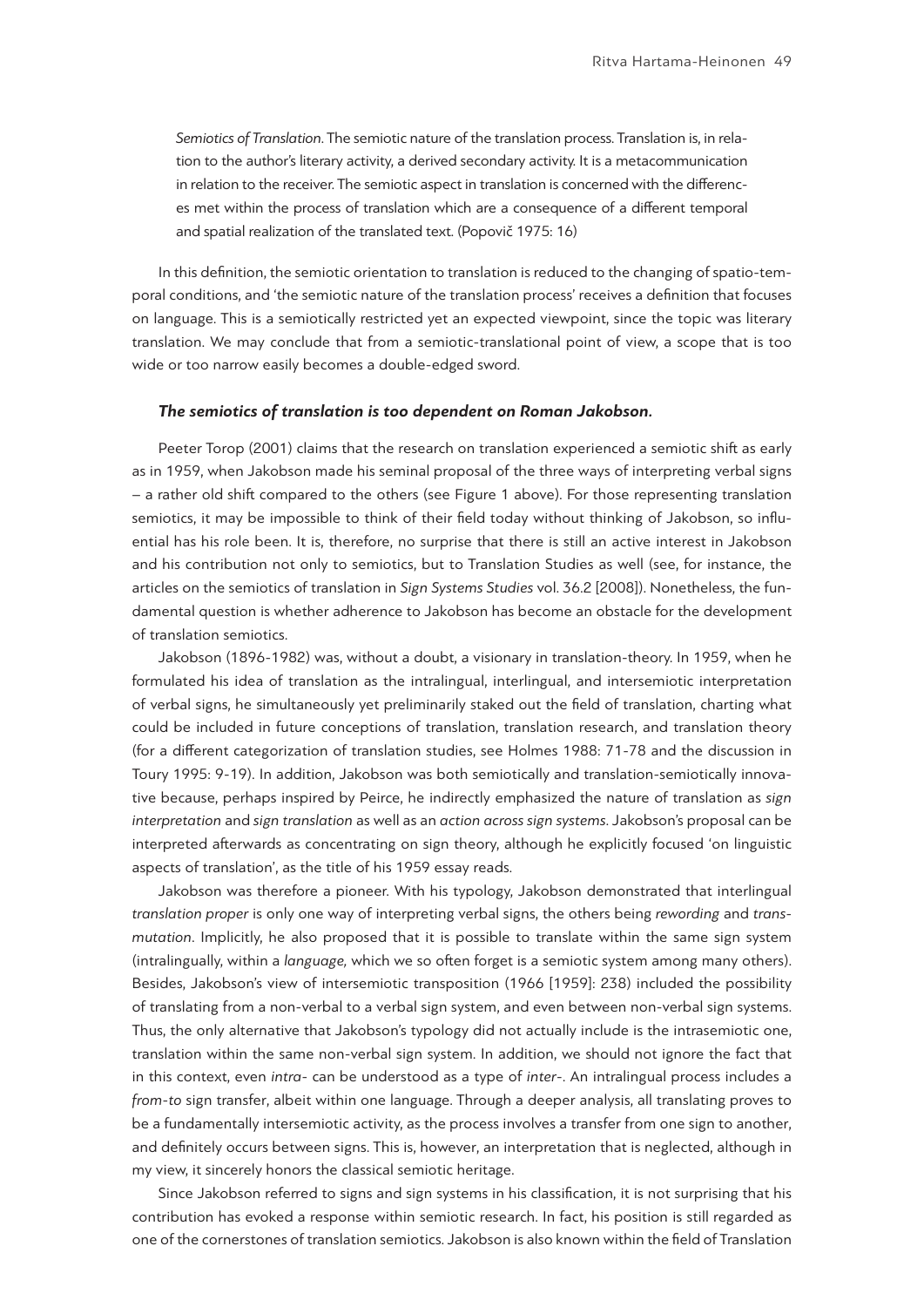> *Semiotics of Translation*. The semiotic nature of the translation process. Translation is, in relation to the author's literary activity, a derived secondary activity. It is a metacommunication in relation to the receiver. The semiotic aspect in translation is concerned with the differences met within the process of translation which are a consequence of a different temporal and spatial realization of the translated text. (Popovič 1975: 16)

In this definition, the semiotic orientation to translation is reduced to the changing of spatio-temporal conditions, and 'the semiotic nature of the translation process' receives a definition that focuses on language. This is a semiotically restricted yet an expected viewpoint, since the topic was literary translation. We may conclude that from a semiotic-translational point of view, a scope that is too wide or too narrow easily becomes a double-edged sword.

### *The semiotics of translation is too dependent on Roman Jakobson.*

Peeter Torop (2001) claims that the research on translation experienced a semiotic shift as early as in 1959, when Jakobson made his seminal proposal of the three ways of interpreting verbal signs – a rather old shift compared to the others (see Figure 1 above). For those representing translation semiotics, it may be impossible to think of their field today without thinking of Jakobson, so influential has his role been. It is, therefore, no surprise that there is still an active interest in Jakobson and his contribution not only to semiotics, but to Translation Studies as well (see, for instance, the articles on the semiotics of translation in *Sign Systems Studies* vol. 36.2 [2008]). Nonetheless, the fundamental question is whether adherence to Jakobson has become an obstacle for the development of translation semiotics.

Jakobson (1896-1982) was, without a doubt, a visionary in translation-theory. In 1959, when he formulated his idea of translation as the intralingual, interlingual, and intersemiotic interpretation of verbal signs, he simultaneously yet preliminarily staked out the field of translation, charting what could be included in future conceptions of translation, translation research, and translation theory (for a different categorization of translation studies, see Holmes 1988: 71-78 and the discussion in Toury 1995: 9-19). In addition, Jakobson was both semiotically and translation-semiotically innovative because, perhaps inspired by Peirce, he indirectly emphasized the nature of translation as *sign interpretation* and *sign translation* as well as an *action across sign systems*. Jakobson's proposal can be interpreted afterwards as concentrating on sign theory, although he explicitly focused 'on linguistic aspects of translation', as the title of his 1959 essay reads.

Jakobson was therefore a pioneer. With his typology, Jakobson demonstrated that interlingual *translation proper* is only one way of interpreting verbal signs, the others being *rewording* and *transmutation*. Implicitly, he also proposed that it is possible to translate within the same sign system (intralingually, within a *language,* which we so often forget is a semiotic system among many others). Besides, Jakobson's view of intersemiotic transposition (1966 [1959]: 238) included the possibility of translating from a non-verbal to a verbal sign system, and even between non-verbal sign systems. Thus, the only alternative that Jakobson's typology did not actually include is the intrasemiotic one, translation within the same non-verbal sign system. In addition, we should not ignore the fact that in this context, even *intra-* can be understood as a type of *inter-*. An intralingual process includes a *from-to* sign transfer, albeit within one language. Through a deeper analysis, all translating proves to be a fundamentally intersemiotic activity, as the process involves a transfer from one sign to another, and definitely occurs between signs. This is, however, an interpretation that is neglected, although in my view, it sincerely honors the classical semiotic heritage.

Since Jakobson referred to signs and sign systems in his classification, it is not surprising that his contribution has evoked a response within semiotic research. In fact, his position is still regarded as one of the cornerstones of translation semiotics. Jakobson is also known within the field of Translation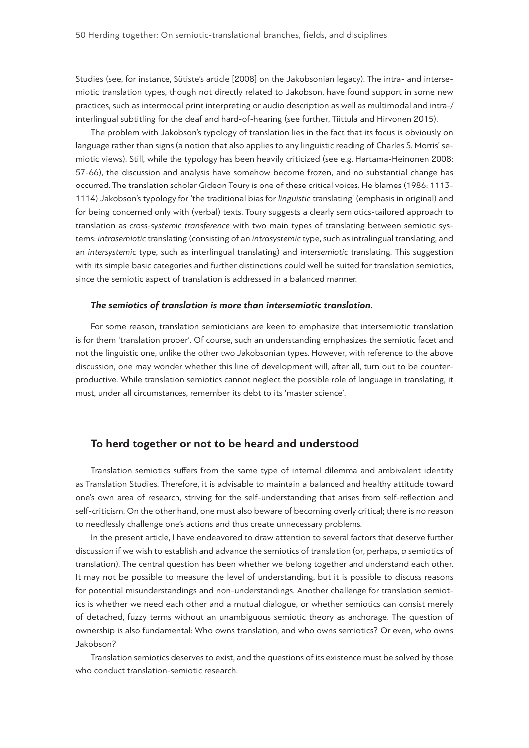Studies (see, for instance, Sütiste's article [2008] on the Jakobsonian legacy). The intra- and intersemiotic translation types, though not directly related to Jakobson, have found support in some new practices, such as intermodal print interpreting or audio description as well as multimodal and intra-/interlingual subtitling for the deaf and hard-of-hearing (see further, Tiittula and Hirvonen 2015).

The problem with Jakobson's typology of translation lies in the fact that its focus is obviously on language rather than signs (a notion that also applies to any linguistic reading of Charles S. Morris' semiotic views). Still, while the typology has been heavily criticized (see e.g. Hartama-Heinonen 2008: 57-66), the discussion and analysis have somehow become frozen, and no substantial change has occurred. The translation scholar Gideon Toury is one of these critical voices. He blames (1986: 1113-1114) Jakobson's typology for 'the traditional bias for *linguistic* translating' (emphasis in original) and for being concerned only with (verbal) texts. Toury suggests a clearly semiotics-tailored approach to translation as *cross-systemic transference* with two main types of translating between semiotic systems: *intrasemiotic* translating (consisting of an *intrasystemic* type, such as intralingual translating, and an *intersystemic* type, such as interlingual translating) and *intersemiotic* translating. This suggestion with its simple basic categories and further distinctions could well be suited for translation semiotics, since the semiotic aspect of translation is addressed in a balanced manner.

***The semiotics of translation is more than intersemiotic translation.***

For some reason, translation semioticians are keen to emphasize that intersemiotic translation is for them 'translation proper'. Of course, such an understanding emphasizes the semiotic facet and not the linguistic one, unlike the other two Jakobsonian types. However, with reference to the above discussion, one may wonder whether this line of development will, after all, turn out to be counterproductive. While translation semiotics cannot neglect the possible role of language in translating, it must, under all circumstances, remember its debt to its 'master science'.

## To herd together or not to be heard and understood

Translation semiotics suffers from the same type of internal dilemma and ambivalent identity as Translation Studies. Therefore, it is advisable to maintain a balanced and healthy attitude toward one's own area of research, striving for the self-understanding that arises from self-reflection and self-criticism. On the other hand, one must also beware of becoming overly critical; there is no reason to needlessly challenge one's actions and thus create unnecessary problems.

In the present article, I have endeavored to draw attention to several factors that deserve further discussion if we wish to establish and advance the semiotics of translation (or, perhaps, *a* semiotics of translation). The central question has been whether we belong together and understand each other. It may not be possible to measure the level of understanding, but it is possible to discuss reasons for potential misunderstandings and non-understandings. Another challenge for translation semiotics is whether we need each other and a mutual dialogue, or whether semiotics can consist merely of detached, fuzzy terms without an unambiguous semiotic theory as anchorage. The question of ownership is also fundamental: Who owns translation, and who owns semiotics? Or even, who owns Jakobson?

Translation semiotics deserves to exist, and the questions of its existence must be solved by those who conduct translation-semiotic research.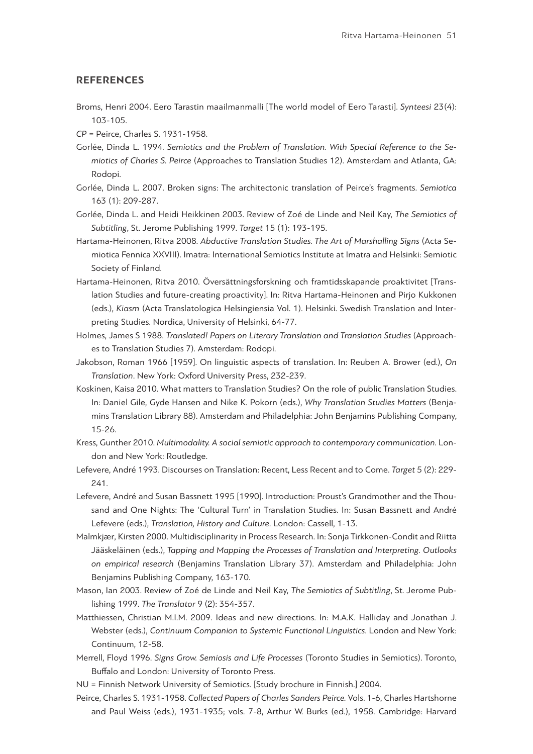## REFERENCES

Broms, Henri 2004. Eero Tarastin maailmanmalli [The world model of Eero Tarasti]. *Synteesi* 23(4): 103-105.

*CP* = Peirce, Charles S. 1931-1958.

Gorlée, Dinda L. 1994. *Semiotics and the Problem of Translation. With Special Reference to the Semiotics of Charles S. Peirce* (Approaches to Translation Studies 12). Amsterdam and Atlanta, GA: Rodopi.

Gorlée, Dinda L. 2007. Broken signs: The architectonic translation of Peirce's fragments. *Semiotica* 163 (1): 209-287.

Gorlée, Dinda L. and Heidi Heikkinen 2003. Review of Zoé de Linde and Neil Kay, *The Semiotics of Subtitling*, St. Jerome Publishing 1999. *Target* 15 (1): 193-195.

Hartama-Heinonen, Ritva 2008. *Abductive Translation Studies. The Art of Marshalling Signs* (Acta Semiotica Fennica XXVIII). Imatra: International Semiotics Institute at Imatra and Helsinki: Semiotic Society of Finland.

Hartama-Heinonen, Ritva 2010. Översättningsforskning och framtidsskapande proaktivitet [Translation Studies and future-creating proactivity]. In: Ritva Hartama-Heinonen and Pirjo Kukkonen (eds.), *Kiasm* (Acta Translatologica Helsingiensia Vol. 1). Helsinki. Swedish Translation and Interpreting Studies. Nordica, University of Helsinki, 64-77.

Holmes, James S 1988. *Translated! Papers on Literary Translation and Translation Studies* (Approaches to Translation Studies 7). Amsterdam: Rodopi.

Jakobson, Roman 1966 [1959]. On linguistic aspects of translation. In: Reuben A. Brower (ed.), *On Translation*. New York: Oxford University Press, 232-239.

Koskinen, Kaisa 2010. What matters to Translation Studies? On the role of public Translation Studies. In: Daniel Gile, Gyde Hansen and Nike K. Pokorn (eds.), *Why Translation Studies Matters* (Benjamins Translation Library 88). Amsterdam and Philadelphia: John Benjamins Publishing Company, 15-26.

Kress, Gunther 2010. *Multimodality. A social semiotic approach to contemporary communication.* London and New York: Routledge.

Lefevere, André 1993. Discourses on Translation: Recent, Less Recent and to Come. *Target* 5 (2): 229-241.

Lefevere, André and Susan Bassnett 1995 [1990]. Introduction: Proust's Grandmother and the Thousand and One Nights: The 'Cultural Turn' in Translation Studies. In: Susan Bassnett and André Lefevere (eds.), *Translation, History and Culture*. London: Cassell, 1-13.

Malmkjær, Kirsten 2000. Multidisciplinarity in Process Research. In: Sonja Tirkkonen-Condit and Riitta Jääskeläinen (eds.), *Tapping and Mapping the Processes of Translation and Interpreting. Outlooks on empirical research* (Benjamins Translation Library 37). Amsterdam and Philadelphia: John Benjamins Publishing Company, 163-170.

Mason, Ian 2003. Review of Zoé de Linde and Neil Kay, *The Semiotics of Subtitling*, St. Jerome Publishing 1999. *The Translator* 9 (2): 354-357.

Matthiessen, Christian M.I.M. 2009. Ideas and new directions. In: M.A.K. Halliday and Jonathan J. Webster (eds.), *Continuum Companion to Systemic Functional Linguistics*. London and New York: Continuum, 12-58.

Merrell, Floyd 1996. *Signs Grow. Semiosis and Life Processes* (Toronto Studies in Semiotics). Toronto, Buffalo and London: University of Toronto Press.

NU = Finnish Network University of Semiotics. [Study brochure in Finnish.] 2004.

Peirce, Charles S. 1931-1958. *Collected Papers of Charles Sanders Peirce.* Vols. 1-6, Charles Hartshorne and Paul Weiss (eds.), 1931-1935; vols. 7-8, Arthur W. Burks (ed.), 1958. Cambridge: Harvard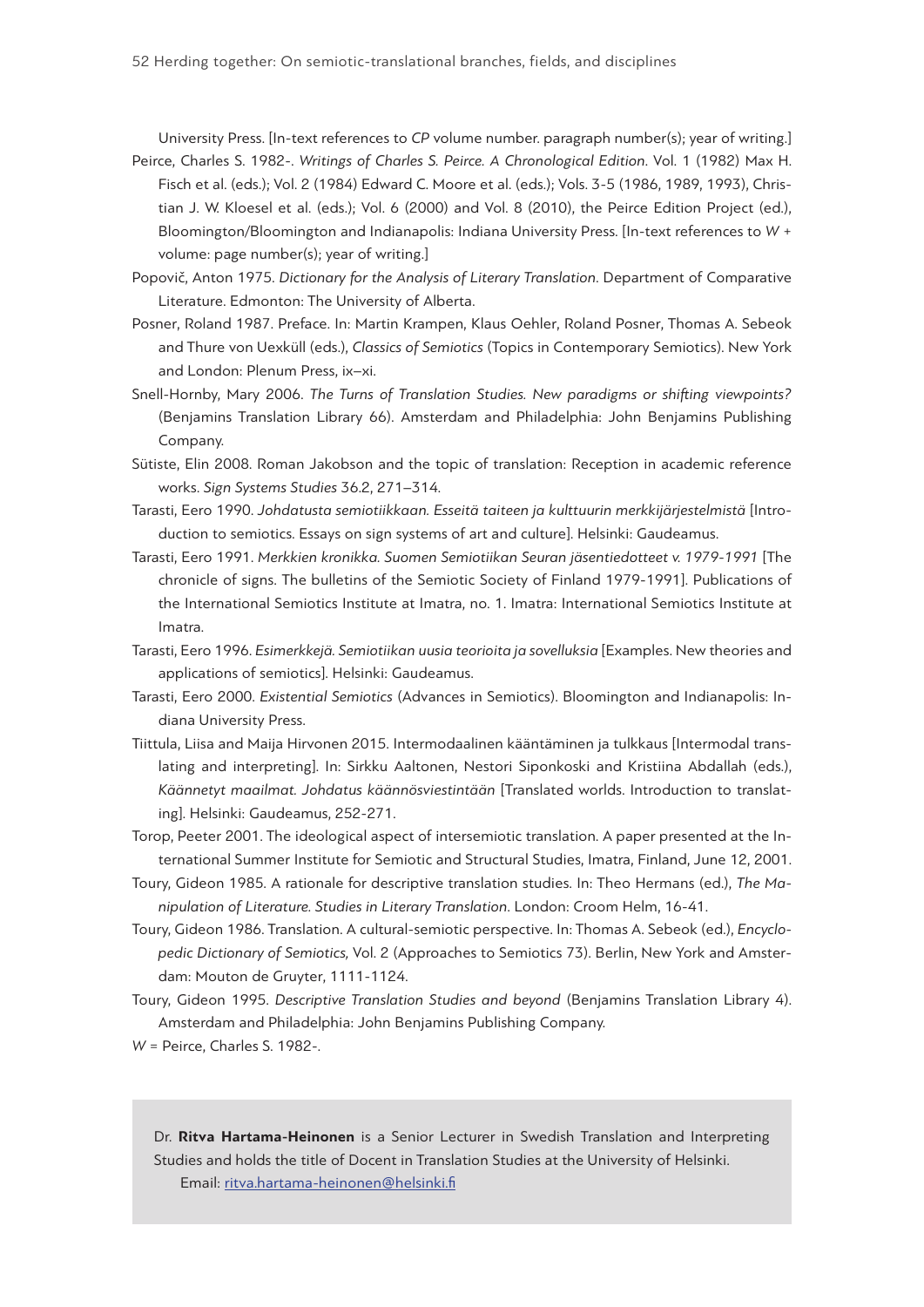University Press. [In-text references to *CP* volume number. paragraph number(s); year of writing.]

Peirce, Charles S. 1982-. *Writings of Charles S. Peirce. A Chronological Edition*. Vol. 1 (1982) Max H. Fisch et al. (eds.); Vol. 2 (1984) Edward C. Moore et al. (eds.); Vols. 3-5 (1986, 1989, 1993), Christian J. W. Kloesel et al. (eds.); Vol. 6 (2000) and Vol. 8 (2010), the Peirce Edition Project (ed.), Bloomington/Bloomington and Indianapolis: Indiana University Press. [In-text references to *W* + volume: page number(s); year of writing.]

Popovič, Anton 1975. *Dictionary for the Analysis of Literary Translation*. Department of Comparative Literature. Edmonton: The University of Alberta.

Posner, Roland 1987. Preface. In: Martin Krampen, Klaus Oehler, Roland Posner, Thomas A. Sebeok and Thure von Uexküll (eds.), *Classics of Semiotics* (Topics in Contemporary Semiotics). New York and London: Plenum Press, ix–xi.

Snell-Hornby, Mary 2006. *The Turns of Translation Studies. New paradigms or shifting viewpoints?* (Benjamins Translation Library 66). Amsterdam and Philadelphia: John Benjamins Publishing Company.

Sütiste, Elin 2008. Roman Jakobson and the topic of translation: Reception in academic reference works. *Sign Systems Studies* 36.2, 271–314.

Tarasti, Eero 1990. *Johdatusta semiotiikkaan. Esseitä taiteen ja kulttuurin merkkijärjestelmistä* [Introduction to semiotics. Essays on sign systems of art and culture]. Helsinki: Gaudeamus.

Tarasti, Eero 1991. *Merkkien kronikka. Suomen Semiotiikan Seuran jäsentiedotteet v. 1979-1991* [The chronicle of signs. The bulletins of the Semiotic Society of Finland 1979-1991]. Publications of the International Semiotics Institute at Imatra, no. 1. Imatra: International Semiotics Institute at Imatra.

Tarasti, Eero 1996. *Esimerkkejä. Semiotiikan uusia teorioita ja sovelluksia* [Examples. New theories and applications of semiotics]. Helsinki: Gaudeamus.

Tarasti, Eero 2000. *Existential Semiotics* (Advances in Semiotics). Bloomington and Indianapolis: Indiana University Press.

Tiittula, Liisa and Maija Hirvonen 2015. Intermodaalinen kääntäminen ja tulkkaus [Intermodal translating and interpreting]. In: Sirkku Aaltonen, Nestori Siponkoski and Kristiina Abdallah (eds.), *Käännetyt maailmat. Johdatus käännösviestintään* [Translated worlds. Introduction to translating]. Helsinki: Gaudeamus, 252-271.

Torop, Peeter 2001. The ideological aspect of intersemiotic translation. A paper presented at the International Summer Institute for Semiotic and Structural Studies, Imatra, Finland, June 12, 2001.

Toury, Gideon 1985. A rationale for descriptive translation studies. In: Theo Hermans (ed.), *The Manipulation of Literature. Studies in Literary Translation*. London: Croom Helm, 16-41.

Toury, Gideon 1986. Translation. A cultural-semiotic perspective. In: Thomas A. Sebeok (ed.), *Encyclopedic Dictionary of Semiotics,* Vol. 2 (Approaches to Semiotics 73). Berlin, New York and Amsterdam: Mouton de Gruyter, 1111-1124.

Toury, Gideon 1995. *Descriptive Translation Studies and beyond* (Benjamins Translation Library 4). Amsterdam and Philadelphia: John Benjamins Publishing Company.

*W* = Peirce, Charles S. 1982-.

Dr. **Ritva Hartama-Heinonen** is a Senior Lecturer in Swedish Translation and Interpreting Studies and holds the title of Docent in Translation Studies at the University of Helsinki.

Email: ritva.hartama-heinonen@helsinki.fi